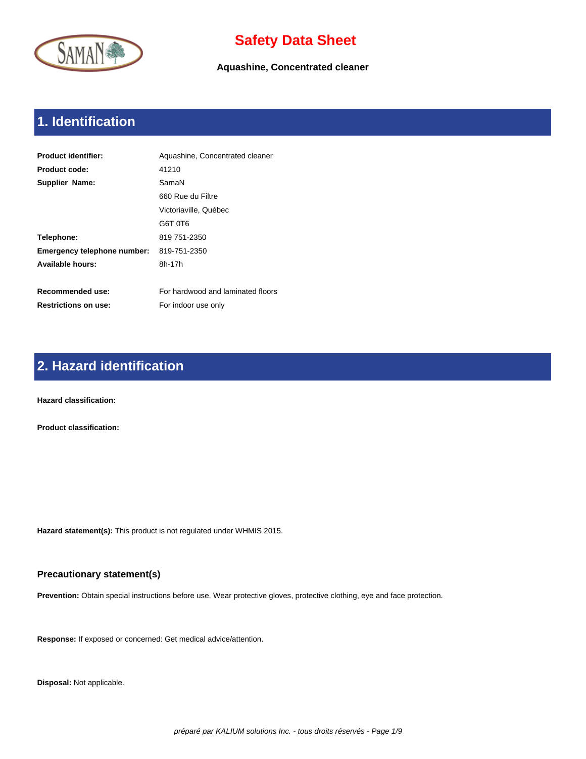# Safety Data Sheet

**Aquashine, Concentrated cleaner**

## 1. Identification

| | |
|---|---|
| **Product identifier:** | Aquashine, Concentrated cleaner |
| **Product code:** | 41210 |
| **Supplier Name:** | SamaN |
| | 660 Rue du Filtre |
| | Victoriaville, Québec |
| | G6T 0T6 |
| **Telephone:** | 819 751-2350 |
| **Emergency telephone number:** | 819-751-2350 |
| **Available hours:** | 8h-17h |
| **Recommended use:** | For hardwood and laminated floors |
| **Restrictions on use:** | For indoor use only |

## 2. Hazard identification

**Hazard classification:**

**Product classification:**

**Hazard statement(s):** This product is not regulated under WHMIS 2015.

### Precautionary statement(s)

**Prevention:** Obtain special instructions before use. Wear protective gloves, protective clothing, eye and face protection.

**Response:** If exposed or concerned: Get medical advice/attention.

**Disposal:** Not applicable.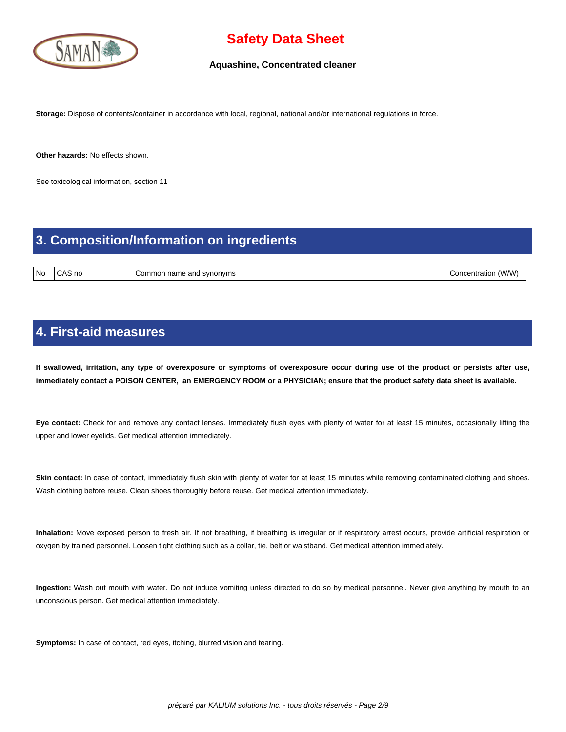**Storage:** Dispose of contents/container in accordance with local, regional, national and/or international regulations in force.

**Other hazards:** No effects shown.

See toxicological information, section 11

## 3. Composition/Information on ingredients

| No | CAS no | Common name and synonyms | Concentration (W/W) |
|---|---|---|---|

## 4. First-aid measures

**If swallowed, irritation, any type of overexposure or symptoms of overexposure occur during use of the product or persists after use, immediately contact a POISON CENTER, an EMERGENCY ROOM or a PHYSICIAN; ensure that the product safety data sheet is available.**

**Eye contact:** Check for and remove any contact lenses. Immediately flush eyes with plenty of water for at least 15 minutes, occasionally lifting the upper and lower eyelids. Get medical attention immediately.

**Skin contact:** In case of contact, immediately flush skin with plenty of water for at least 15 minutes while removing contaminated clothing and shoes. Wash clothing before reuse. Clean shoes thoroughly before reuse. Get medical attention immediately.

**Inhalation:** Move exposed person to fresh air. If not breathing, if breathing is irregular or if respiratory arrest occurs, provide artificial respiration or oxygen by trained personnel. Loosen tight clothing such as a collar, tie, belt or waistband. Get medical attention immediately.

**Ingestion:** Wash out mouth with water. Do not induce vomiting unless directed to do so by medical personnel. Never give anything by mouth to an unconscious person. Get medical attention immediately.

**Symptoms:** In case of contact, red eyes, itching, blurred vision and tearing.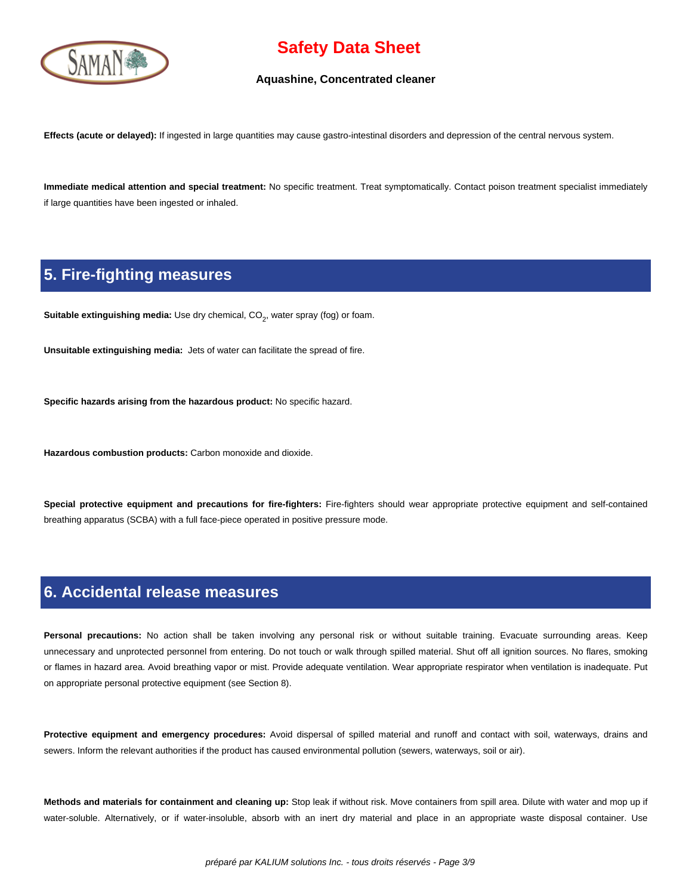**Effects (acute or delayed):** If ingested in large quantities may cause gastro-intestinal disorders and depression of the central nervous system.

**Immediate medical attention and special treatment:** No specific treatment. Treat symptomatically. Contact poison treatment specialist immediately if large quantities have been ingested or inhaled.

## 5. Fire-fighting measures

**Suitable extinguishing media:** Use dry chemical, $CO_2$, water spray (fog) or foam.

**Unsuitable extinguishing media:** Jets of water can facilitate the spread of fire.

**Specific hazards arising from the hazardous product:** No specific hazard.

**Hazardous combustion products:** Carbon monoxide and dioxide.

**Special protective equipment and precautions for fire-fighters:** Fire-fighters should wear appropriate protective equipment and self-contained breathing apparatus (SCBA) with a full face-piece operated in positive pressure mode.

## 6. Accidental release measures

**Personal precautions:** No action shall be taken involving any personal risk or without suitable training. Evacuate surrounding areas. Keep unnecessary and unprotected personnel from entering. Do not touch or walk through spilled material. Shut off all ignition sources. No flares, smoking or flames in hazard area. Avoid breathing vapor or mist. Provide adequate ventilation. Wear appropriate respirator when ventilation is inadequate. Put on appropriate personal protective equipment (see Section 8).

**Protective equipment and emergency procedures:** Avoid dispersal of spilled material and runoff and contact with soil, waterways, drains and sewers. Inform the relevant authorities if the product has caused environmental pollution (sewers, waterways, soil or air).

**Methods and materials for containment and cleaning up:** Stop leak if without risk. Move containers from spill area. Dilute with water and mop up if water-soluble. Alternatively, or if water-insoluble, absorb with an inert dry material and place in an appropriate waste disposal container. Use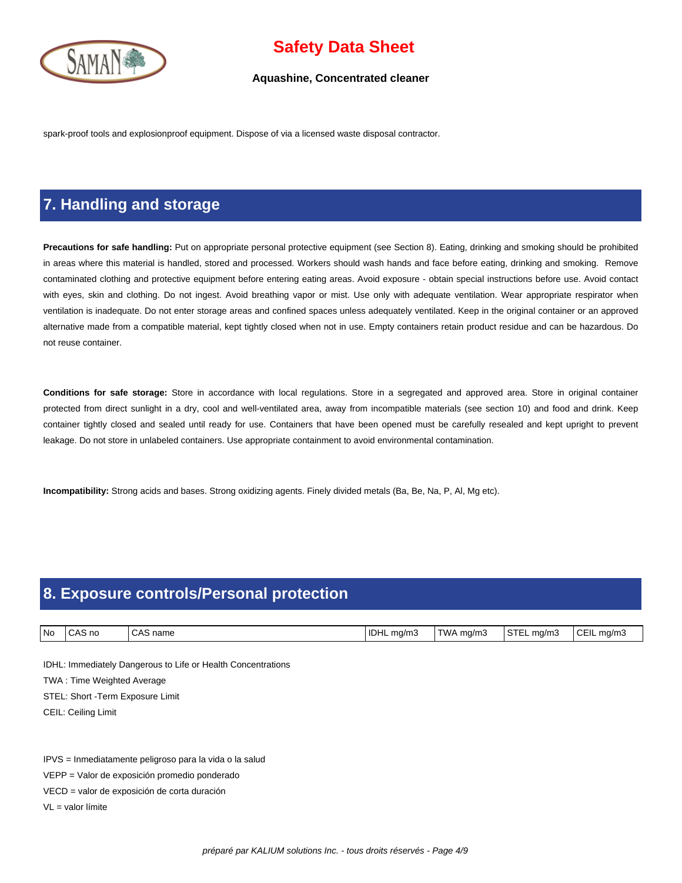spark-proof tools and explosionproof equipment. Dispose of via a licensed waste disposal contractor.

## 7. Handling and storage

**Precautions for safe handling:** Put on appropriate personal protective equipment (see Section 8). Eating, drinking and smoking should be prohibited in areas where this material is handled, stored and processed. Workers should wash hands and face before eating, drinking and smoking. Remove contaminated clothing and protective equipment before entering eating areas. Avoid exposure - obtain special instructions before use. Avoid contact with eyes, skin and clothing. Do not ingest. Avoid breathing vapor or mist. Use only with adequate ventilation. Wear appropriate respirator when ventilation is inadequate. Do not enter storage areas and confined spaces unless adequately ventilated. Keep in the original container or an approved alternative made from a compatible material, kept tightly closed when not in use. Empty containers retain product residue and can be hazardous. Do not reuse container.

**Conditions for safe storage:** Store in accordance with local regulations. Store in a segregated and approved area. Store in original container protected from direct sunlight in a dry, cool and well-ventilated area, away from incompatible materials (see section 10) and food and drink. Keep container tightly closed and sealed until ready for use. Containers that have been opened must be carefully resealed and kept upright to prevent leakage. Do not store in unlabeled containers. Use appropriate containment to avoid environmental contamination.

**Incompatibility:** Strong acids and bases. Strong oxidizing agents. Finely divided metals (Ba, Be, Na, P, Al, Mg etc).

## 8. Exposure controls/Personal protection

| No | CAS no | CAS name | IDHL mg/m3 | TWA mg/m3 | STEL mg/m3 | CEIL mg/m3 |
|---|---|---|---|---|---|---|

IDHL: Immediately Dangerous to Life or Health Concentrations
TWA : Time Weighted Average
STEL: Short -Term Exposure Limit
CEIL: Ceiling Limit

IPVS = Inmediatamente peligroso para la vida o la salud
VEPP = Valor de exposición promedio ponderado
VECD = valor de exposición de corta duración
VL = valor límite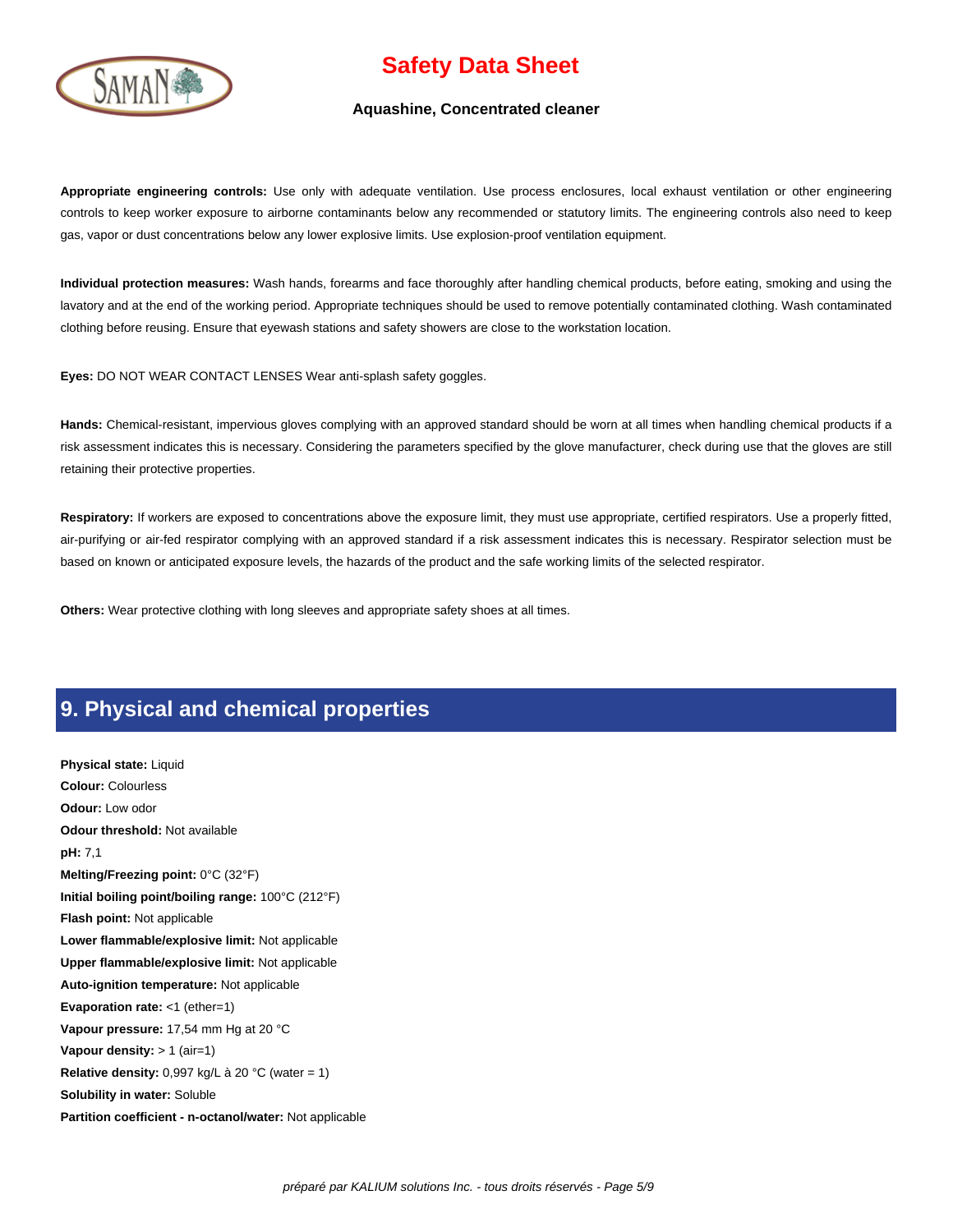**Appropriate engineering controls:** Use only with adequate ventilation. Use process enclosures, local exhaust ventilation or other engineering controls to keep worker exposure to airborne contaminants below any recommended or statutory limits. The engineering controls also need to keep gas, vapor or dust concentrations below any lower explosive limits. Use explosion-proof ventilation equipment.

**Individual protection measures:** Wash hands, forearms and face thoroughly after handling chemical products, before eating, smoking and using the lavatory and at the end of the working period. Appropriate techniques should be used to remove potentially contaminated clothing. Wash contaminated clothing before reusing. Ensure that eyewash stations and safety showers are close to the workstation location.

**Eyes:** DO NOT WEAR CONTACT LENSES Wear anti-splash safety goggles.

**Hands:** Chemical-resistant, impervious gloves complying with an approved standard should be worn at all times when handling chemical products if a risk assessment indicates this is necessary. Considering the parameters specified by the glove manufacturer, check during use that the gloves are still retaining their protective properties.

**Respiratory:** If workers are exposed to concentrations above the exposure limit, they must use appropriate, certified respirators. Use a properly fitted, air-purifying or air-fed respirator complying with an approved standard if a risk assessment indicates this is necessary. Respirator selection must be based on known or anticipated exposure levels, the hazards of the product and the safe working limits of the selected respirator.

**Others:** Wear protective clothing with long sleeves and appropriate safety shoes at all times.

## 9. Physical and chemical properties

**Physical state:** Liquid
**Colour:** Colourless
**Odour:** Low odor
**Odour threshold:** Not available
**pH:** 7,1
**Melting/Freezing point:** 0°C (32°F)
**Initial boiling point/boiling range:** 100°C (212°F)
**Flash point:** Not applicable
**Lower flammable/explosive limit:** Not applicable
**Upper flammable/explosive limit:** Not applicable
**Auto-ignition temperature:** Not applicable
**Evaporation rate:** <1 (ether=1)
**Vapour pressure:** 17,54 mm Hg at 20 °C
**Vapour density:** > 1 (air=1)
**Relative density:** 0,997 kg/L à 20 °C (water = 1)
**Solubility in water:** Soluble
**Partition coefficient - n-octanol/water:** Not applicable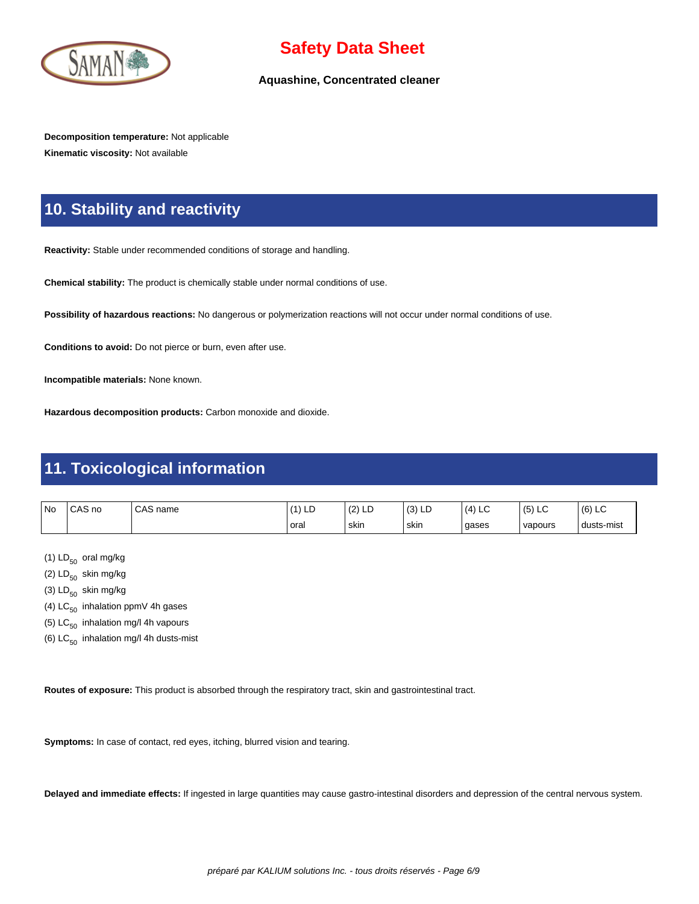**Decomposition temperature:** Not applicable

**Kinematic viscosity:** Not available

## 10. Stability and reactivity

**Reactivity:** Stable under recommended conditions of storage and handling.

**Chemical stability:** The product is chemically stable under normal conditions of use.

**Possibility of hazardous reactions:** No dangerous or polymerization reactions will not occur under normal conditions of use.

**Conditions to avoid:** Do not pierce or burn, even after use.

**Incompatible materials:** None known.

**Hazardous decomposition products:** Carbon monoxide and dioxide.

## 11. Toxicological information

| No | CAS no | CAS name | (1) LD oral | (2) LD skin | (3) LD skin | (4) LC gases | (5) LC vapours | (6) LC dusts-mist |
|---|---|---|---|---|---|---|---|---|

(1) $LD_{50}$ oral mg/kg

(2) $LD_{50}$ skin mg/kg

(3) $LD_{50}$ skin mg/kg

(4) $LC_{50}$ inhalation ppmV 4h gases

(5) $LC_{50}$ inhalation mg/l 4h vapours

(6) $LC_{50}$ inhalation mg/l 4h dusts-mist

**Routes of exposure:** This product is absorbed through the respiratory tract, skin and gastrointestinal tract.

**Symptoms:** In case of contact, red eyes, itching, blurred vision and tearing.

**Delayed and immediate effects:** If ingested in large quantities may cause gastro-intestinal disorders and depression of the central nervous system.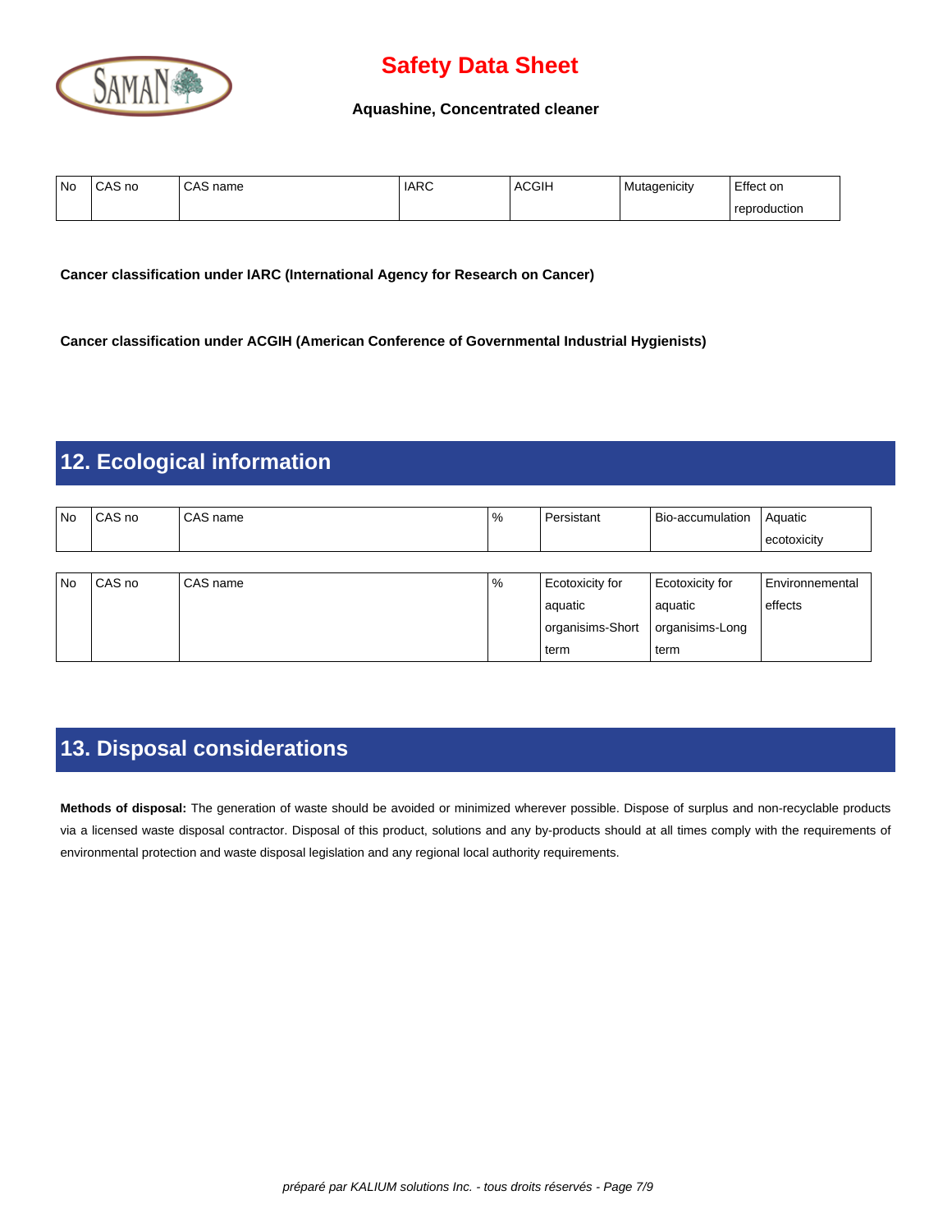| No | CAS no | CAS name | IARC | ACGIH | Mutagenicity | Effect on reproduction |
|---|---|---|---|---|---|---|

**Cancer classification under IARC (International Agency for Research on Cancer)**

**Cancer classification under ACGIH (American Conference of Governmental Industrial Hygienists)**

## 12. Ecological information

| No | CAS no | CAS name | % | Persistant | Bio-accumulation | Aquatic ecotoxicity |
|---|---|---|---|---|---|---|

| No | CAS no | CAS name | % | Ecotoxicity for aquatic organisims-Short term | Ecotoxicity for aquatic organisims-Long term | Environnemental effects |
|---|---|---|---|---|---|---|

## 13. Disposal considerations

**Methods of disposal:** The generation of waste should be avoided or minimized wherever possible. Dispose of surplus and non-recyclable products via a licensed waste disposal contractor. Disposal of this product, solutions and any by-products should at all times comply with the requirements of environmental protection and waste disposal legislation and any regional local authority requirements.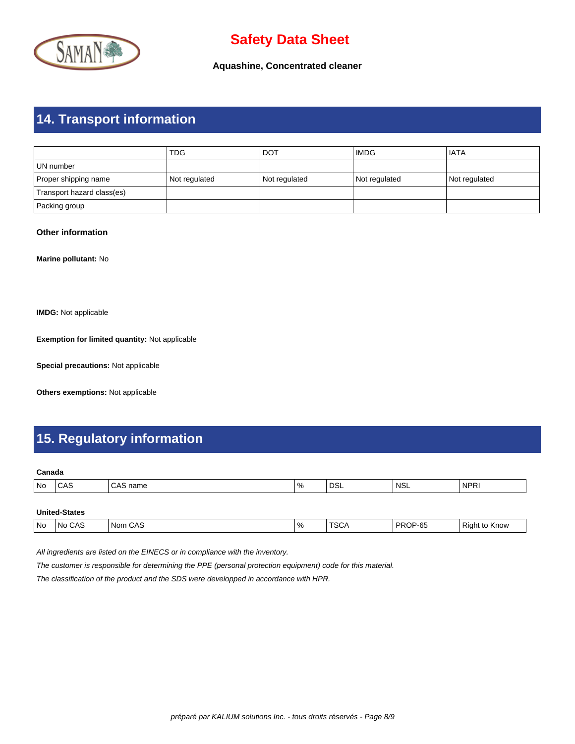# 14. Transport information

| | TDG | DOT | IMDG | IATA |
|---|---|---|---|---|
| UN number | | | | |
| Proper shipping name | Not regulated | Not regulated | Not regulated | Not regulated |
| Transport hazard class(es) | | | | |
| Packing group | | | | |

**Other information**

**Marine pollutant:** No

**IMDG:** Not applicable

**Exemption for limited quantity:** Not applicable

**Special precautions:** Not applicable

**Others exemptions:** Not applicable

# 15. Regulatory information

**Canada**

| No | CAS | CAS name | % | DSL | NSL | NPRI |
|---|---|---|---|---|---|---|

**United-States**

| No | No CAS | Nom CAS | % | TSCA | PROP-65 | Right to Know |
|---|---|---|---|---|---|---|

*All ingredients are listed on the EINECS or in compliance with the inventory.*

*The customer is responsible for determining the PPE (personal protection equipment) code for this material.*

*The classification of the product and the SDS were developped in accordance with HPR.*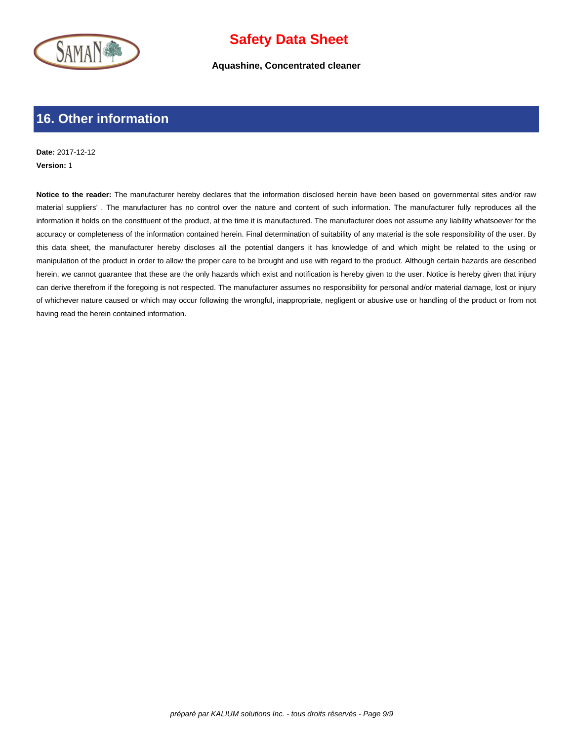## 16. Other information

**Date:** 2017-12-12

**Version:** 1

**Notice to the reader:** The manufacturer hereby declares that the information disclosed herein have been based on governmental sites and/or raw material suppliers' . The manufacturer has no control over the nature and content of such information. The manufacturer fully reproduces all the information it holds on the constituent of the product, at the time it is manufactured. The manufacturer does not assume any liability whatsoever for the accuracy or completeness of the information contained herein. Final determination of suitability of any material is the sole responsibility of the user. By this data sheet, the manufacturer hereby discloses all the potential dangers it has knowledge of and which might be related to the using or manipulation of the product in order to allow the proper care to be brought and use with regard to the product. Although certain hazards are described herein, we cannot guarantee that these are the only hazards which exist and notification is hereby given to the user. Notice is hereby given that injury can derive therefrom if the foregoing is not respected. The manufacturer assumes no responsibility for personal and/or material damage, lost or injury of whichever nature caused or which may occur following the wrongful, inappropriate, negligent or abusive use or handling of the product or from not having read the herein contained information.